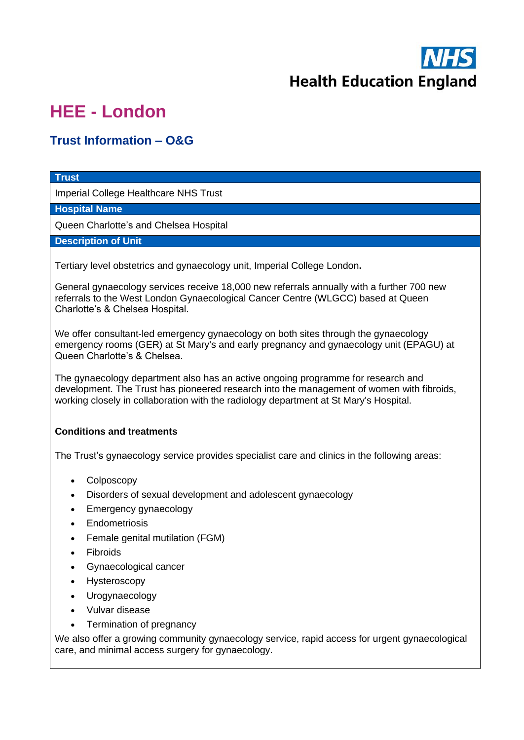NHS
Health Education England

# HEE - London

## Trust Information – O&G

**Trust**

Imperial College Healthcare NHS Trust

**Hospital Name**

Queen Charlotte's and Chelsea Hospital

**Description of Unit**

Tertiary level obstetrics and gynaecology unit, Imperial College London**.**

General gynaecology services receive 18,000 new referrals annually with a further 700 new referrals to the West London Gynaecological Cancer Centre (WLGCC) based at Queen Charlotte's & Chelsea Hospital.

We offer consultant-led emergency gynaecology on both sites through the gynaecology emergency rooms (GER) at St Mary's and early pregnancy and gynaecology unit (EPAGU) at Queen Charlotte's & Chelsea.

The gynaecology department also has an active ongoing programme for research and development. The Trust has pioneered research into the management of women with fibroids, working closely in collaboration with the radiology department at St Mary's Hospital.

**Conditions and treatments**

The Trust's gynaecology service provides specialist care and clinics in the following areas:

- Colposcopy
- Disorders of sexual development and adolescent gynaecology
- Emergency gynaecology
- Endometriosis
- Female genital mutilation (FGM)
- Fibroids
- Gynaecological cancer
- Hysteroscopy
- Urogynaecology
- Vulvar disease
- Termination of pregnancy

We also offer a growing community gynaecology service, rapid access for urgent gynaecological care, and minimal access surgery for gynaecology.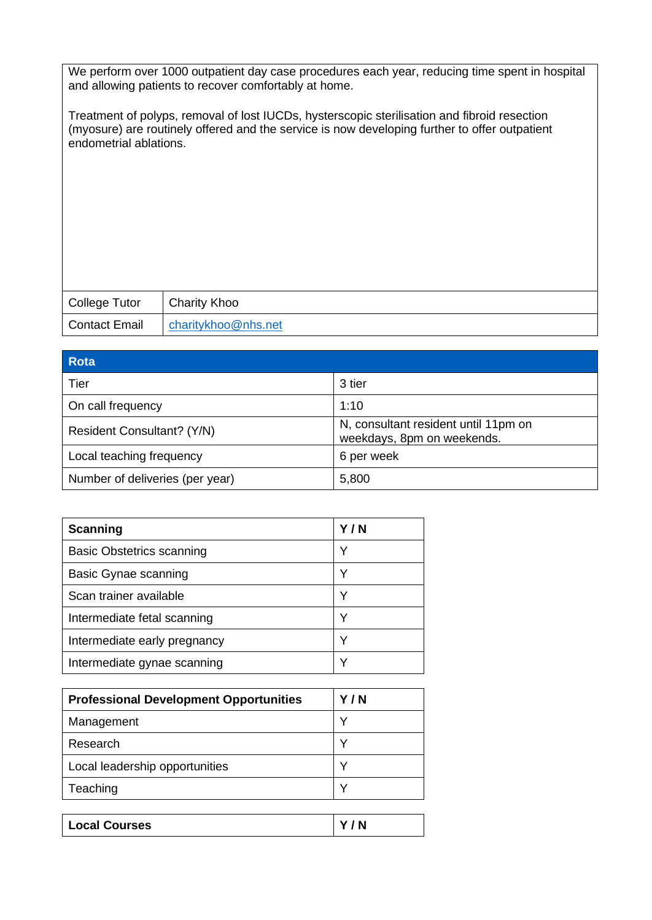We perform over 1000 outpatient day case procedures each year, reducing time spent in hospital and allowing patients to recover comfortably at home.

Treatment of polyps, removal of lost IUCDs, hysterscopic sterilisation and fibroid resection (myosure) are routinely offered and the service is now developing further to offer outpatient endometrial ablations.

| | |
|---|---|
| College Tutor | Charity Khoo |
| Contact Email | [charitykhoo@nhs.net](mailto:charitykhoo@nhs.net) |

| Rota | |
|---|---|
| Tier | 3 tier |
| On call frequency | 1:10 |
| Resident Consultant? (Y/N) | N, consultant resident until 11pm on weekdays, 8pm on weekends. |
| Local teaching frequency | 6 per week |
| Number of deliveries (per year) | 5,800 |

| **Scanning** | **Y / N** |
|---|---|
| Basic Obstetrics scanning | Y |
| Basic Gynae scanning | Y |
| Scan trainer available | Y |
| Intermediate fetal scanning | Y |
| Intermediate early pregnancy | Y |
| Intermediate gynae scanning | Y |

| **Professional Development Opportunities** | **Y / N** |
|---|---|
| Management | Y |
| Research | Y |
| Local leadership opportunities | Y |
| Teaching | Y |

| **Local Courses** | **Y / N** |
|---|---|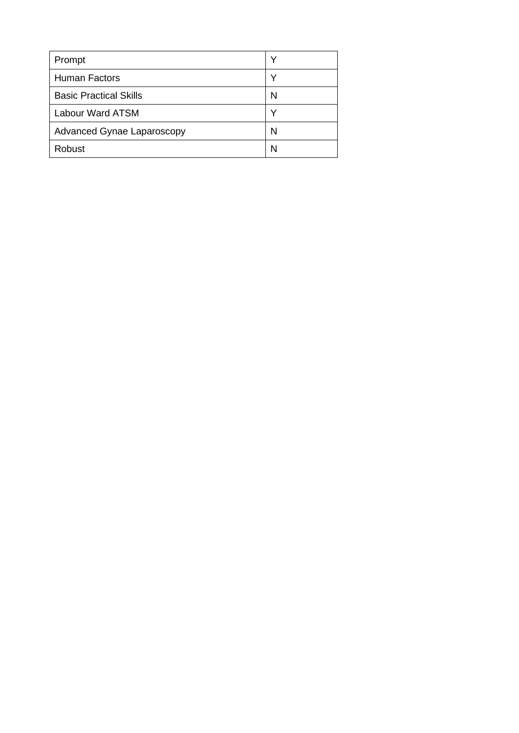| | |
|---|---|
| Prompt | Y |
| Human Factors | Y |
| Basic Practical Skills | N |
| Labour Ward ATSM | Y |
| Advanced Gynae Laparoscopy | N |
| Robust | N |